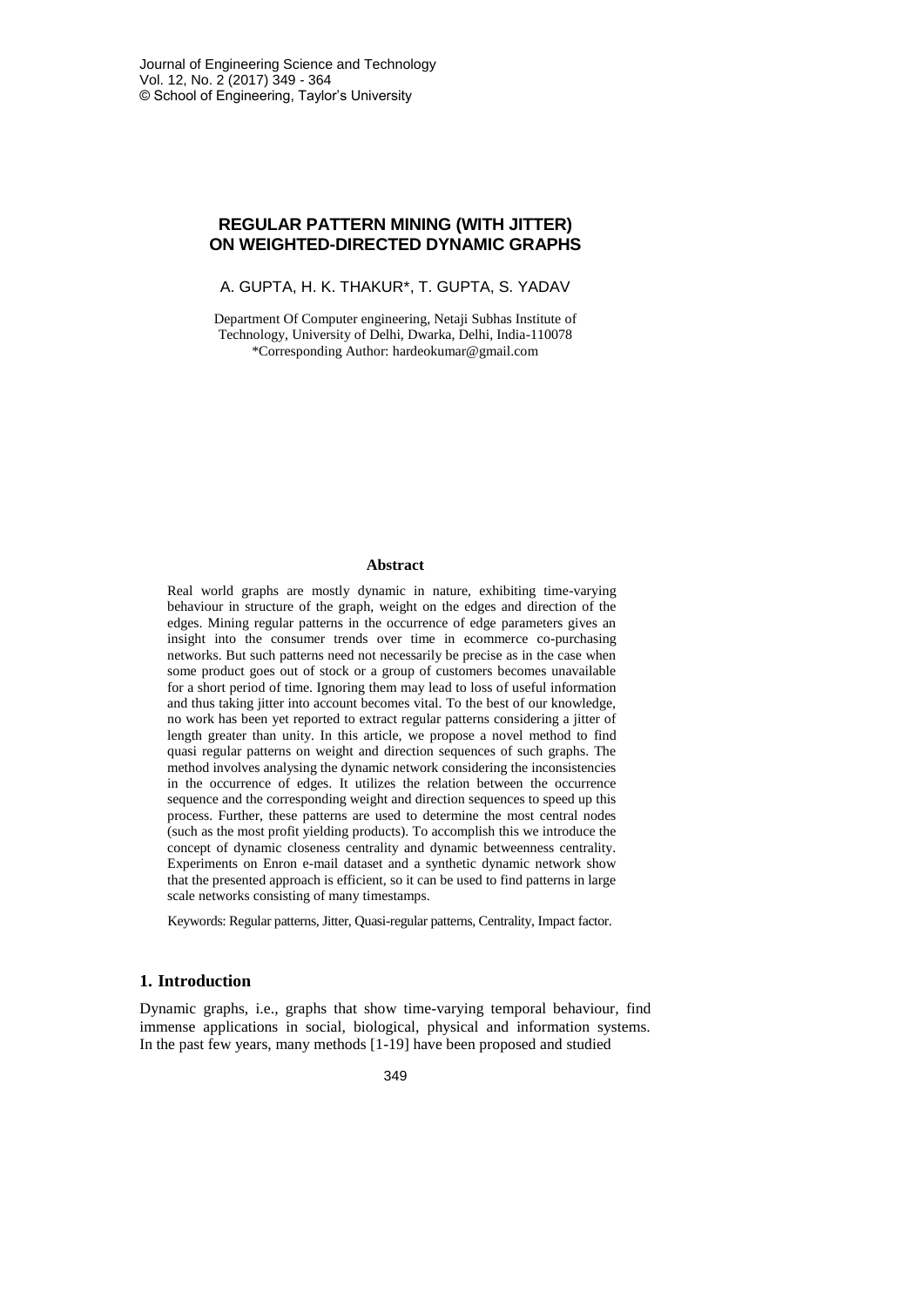# REGULAR PATTERN MINING (WITH JITTER) ON WEIGHTED-DIRECTED DYNAMIC GRAPHS

A. GUPTA, H. K. THAKUR*, T. GUPTA, S. YADAV

Department Of Computer engineering, Netaji Subhas Institute of Technology, University of Delhi, Dwarka, Delhi, India-110078
*Corresponding Author: hardeokumar@gmail.com

## Abstract

Real world graphs are mostly dynamic in nature, exhibiting time-varying behaviour in structure of the graph, weight on the edges and direction of the edges. Mining regular patterns in the occurrence of edge parameters gives an insight into the consumer trends over time in ecommerce co-purchasing networks. But such patterns need not necessarily be precise as in the case when some product goes out of stock or a group of customers becomes unavailable for a short period of time. Ignoring them may lead to loss of useful information and thus taking jitter into account becomes vital. To the best of our knowledge, no work has been yet reported to extract regular patterns considering a jitter of length greater than unity. In this article, we propose a novel method to find quasi regular patterns on weight and direction sequences of such graphs. The method involves analysing the dynamic network considering the inconsistencies in the occurrence of edges. It utilizes the relation between the occurrence sequence and the corresponding weight and direction sequences to speed up this process. Further, these patterns are used to determine the most central nodes (such as the most profit yielding products). To accomplish this we introduce the concept of dynamic closeness centrality and dynamic betweenness centrality. Experiments on Enron e-mail dataset and a synthetic dynamic network show that the presented approach is efficient, so it can be used to find patterns in large scale networks consisting of many timestamps.

Keywords: Regular patterns, Jitter, Quasi-regular patterns, Centrality, Impact factor.

## 1. Introduction

Dynamic graphs, i.e., graphs that show time-varying temporal behaviour, find immense applications in social, biological, physical and information systems. In the past few years, many methods [1-19] have been proposed and studied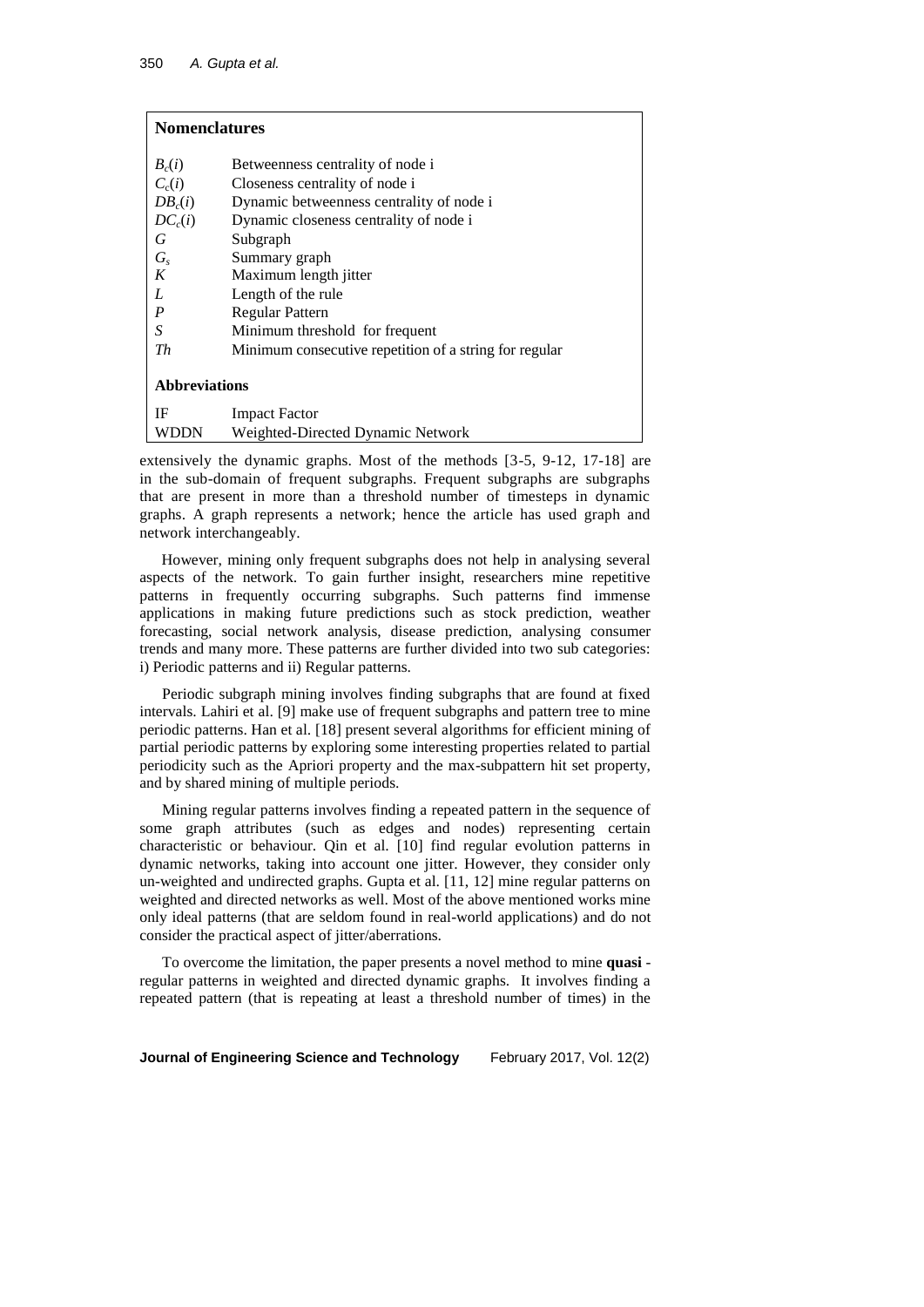## Nomenclatures

| | |
|---|---|
| $B_c(i)$ | Betweenness centrality of node i |
| $C_c(i)$ | Closeness centrality of node i |
| $DB_c(i)$ | Dynamic betweenness centrality of node i |
| $DC_c(i)$ | Dynamic closeness centrality of node i |
| $G$ | Subgraph |
| $G_s$ | Summary graph |
| $K$ | Maximum length jitter |
| $L$ | Length of the rule |
| $P$ | Regular Pattern |
| $S$ | Minimum threshold for frequent |
| $Th$ | Minimum consecutive repetition of a string for regular |

## Abbreviations

| | |
|---|---|
| IF | Impact Factor |
| WDDN | Weighted-Directed Dynamic Network |

extensively the dynamic graphs. Most of the methods [3-5, 9-12, 17-18] are in the sub-domain of frequent subgraphs. Frequent subgraphs are subgraphs that are present in more than a threshold number of timesteps in dynamic graphs. A graph represents a network; hence the article has used graph and network interchangeably.

However, mining only frequent subgraphs does not help in analysing several aspects of the network. To gain further insight, researchers mine repetitive patterns in frequently occurring subgraphs. Such patterns find immense applications in making future predictions such as stock prediction, weather forecasting, social network analysis, disease prediction, analysing consumer trends and many more. These patterns are further divided into two sub categories: i) Periodic patterns and ii) Regular patterns.

Periodic subgraph mining involves finding subgraphs that are found at fixed intervals. Lahiri et al. [9] make use of frequent subgraphs and pattern tree to mine periodic patterns. Han et al. [18] present several algorithms for efficient mining of partial periodic patterns by exploring some interesting properties related to partial periodicity such as the Apriori property and the max-subpattern hit set property, and by shared mining of multiple periods.

Mining regular patterns involves finding a repeated pattern in the sequence of some graph attributes (such as edges and nodes) representing certain characteristic or behaviour. Qin et al. [10] find regular evolution patterns in dynamic networks, taking into account one jitter. However, they consider only un-weighted and undirected graphs. Gupta et al. [11, 12] mine regular patterns on weighted and directed networks as well. Most of the above mentioned works mine only ideal patterns (that are seldom found in real-world applications) and do not consider the practical aspect of jitter/aberrations.

To overcome the limitation, the paper presents a novel method to mine **quasi** - regular patterns in weighted and directed dynamic graphs. It involves finding a repeated pattern (that is repeating at least a threshold number of times) in the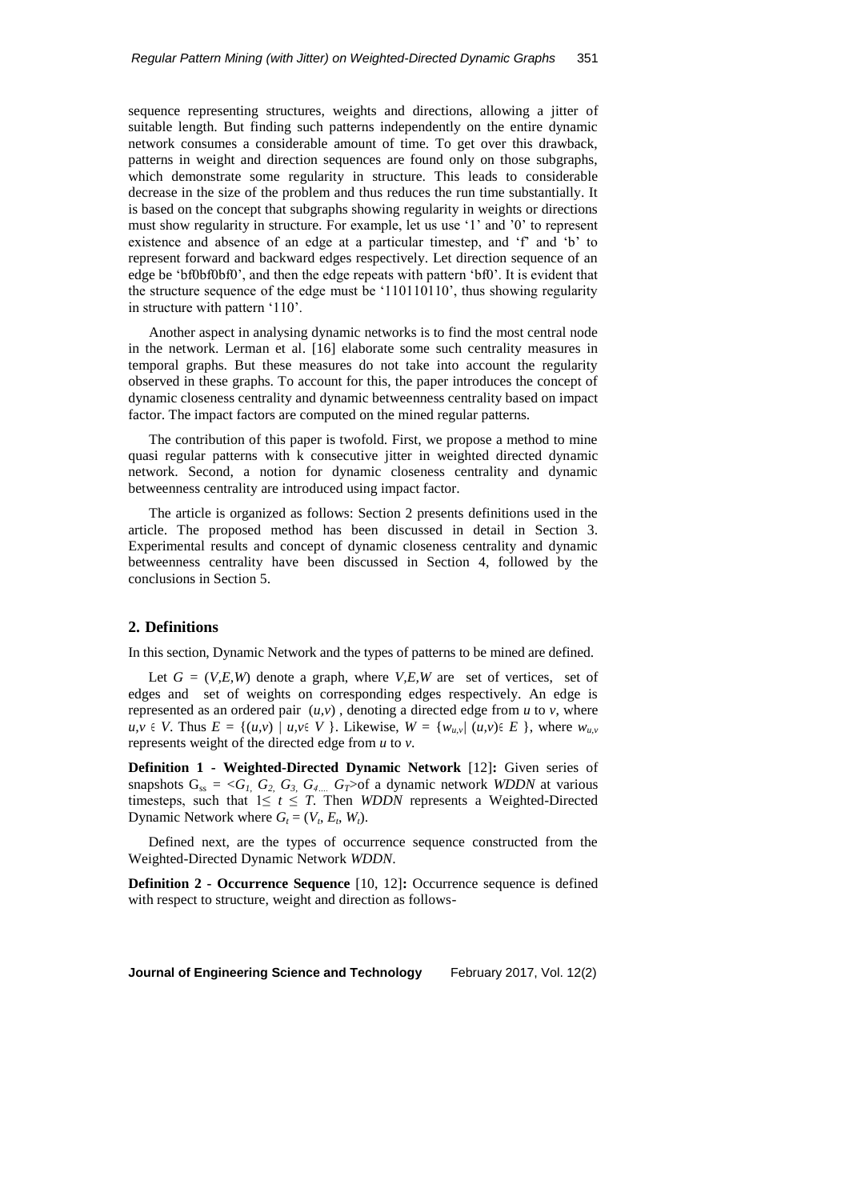sequence representing structures, weights and directions, allowing a jitter of suitable length. But finding such patterns independently on the entire dynamic network consumes a considerable amount of time. To get over this drawback, patterns in weight and direction sequences are found only on those subgraphs, which demonstrate some regularity in structure. This leads to considerable decrease in the size of the problem and thus reduces the run time substantially. It is based on the concept that subgraphs showing regularity in weights or directions must show regularity in structure. For example, let us use '1' and '0' to represent existence and absence of an edge at a particular timestep, and 'f' and 'b' to represent forward and backward edges respectively. Let direction sequence of an edge be 'bf0bf0bf0', and then the edge repeats with pattern 'bf0'. It is evident that the structure sequence of the edge must be '110110110', thus showing regularity in structure with pattern '110'.

Another aspect in analysing dynamic networks is to find the most central node in the network. Lerman et al. [16] elaborate some such centrality measures in temporal graphs. But these measures do not take into account the regularity observed in these graphs. To account for this, the paper introduces the concept of dynamic closeness centrality and dynamic betweenness centrality based on impact factor. The impact factors are computed on the mined regular patterns.

The contribution of this paper is twofold. First, we propose a method to mine quasi regular patterns with k consecutive jitter in weighted directed dynamic network. Second, a notion for dynamic closeness centrality and dynamic betweenness centrality are introduced using impact factor.

The article is organized as follows: Section 2 presents definitions used in the article. The proposed method has been discussed in detail in Section 3. Experimental results and concept of dynamic closeness centrality and dynamic betweenness centrality have been discussed in Section 4, followed by the conclusions in Section 5.

## 2. Definitions

In this section, Dynamic Network and the types of patterns to be mined are defined.

Let $G = (V,E,W)$ denote a graph, where $V,E,W$ are set of vertices, set of edges and set of weights on corresponding edges respectively. An edge is represented as an ordered pair $(u,v)$, denoting a directed edge from $u$ to $v$, where $u,v \in V$. Thus $E = \{(u,v) \mid u,v \in V\}$. Likewise, $W = \{w_{u,v} \mid (u,v) \in E\}$, where $w_{u,v}$ represents weight of the directed edge from $u$ to $v$.

**Definition 1 - Weighted-Directed Dynamic Network** [12]**:** Given series of snapshots $G_{ss} = \langle G_1, G_2, G_3, G_4, \ldots G_T \rangle$ of a dynamic network *WDDN* at various timesteps, such that $1 \leq t \leq T$. Then *WDDN* represents a Weighted-Directed Dynamic Network where $G_t = (V_t, E_t, W_t)$.

Defined next, are the types of occurrence sequence constructed from the Weighted-Directed Dynamic Network *WDDN*.

**Definition 2 - Occurrence Sequence** [10, 12]**:** Occurrence sequence is defined with respect to structure, weight and direction as follows-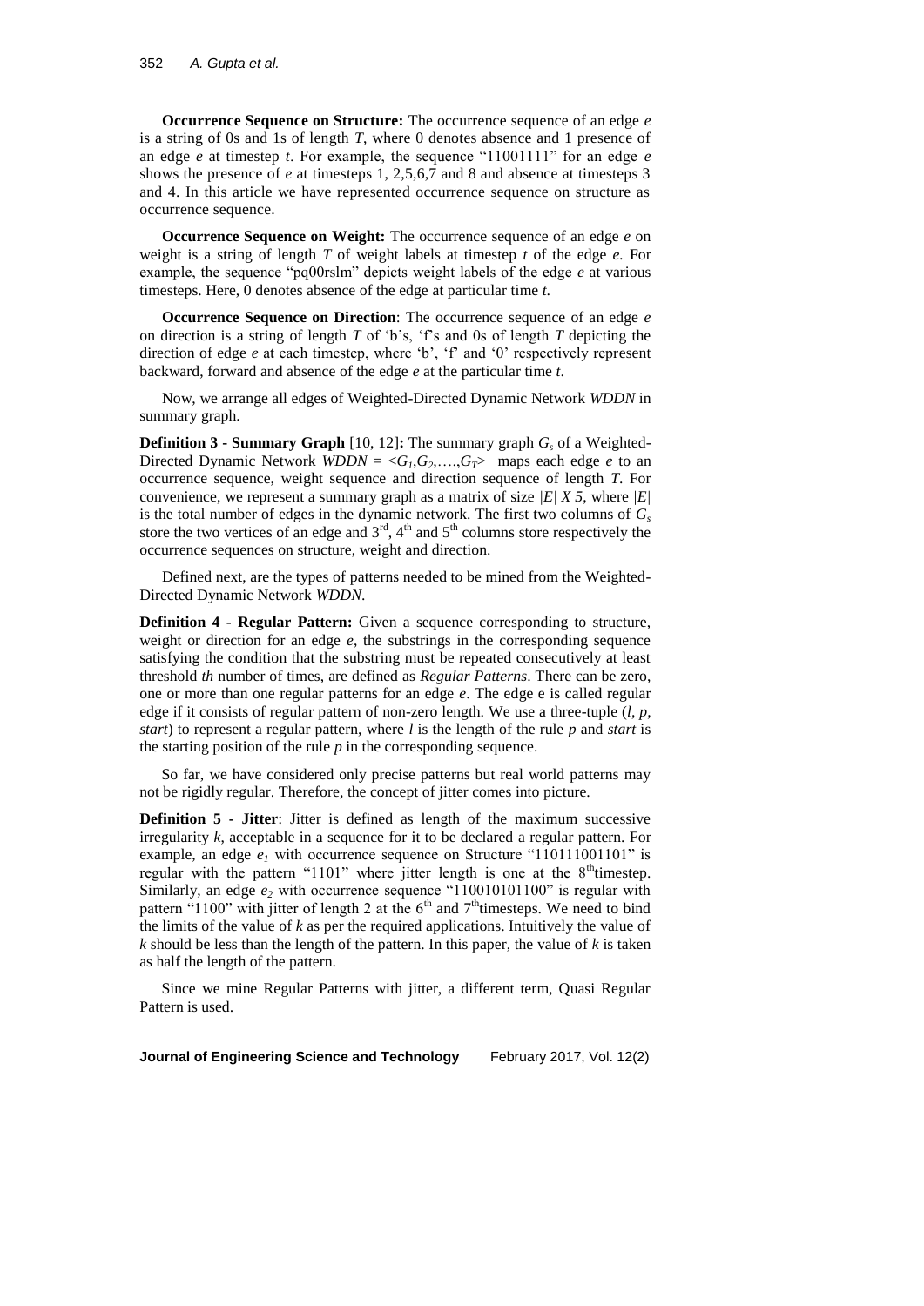**Occurrence Sequence on Structure:** The occurrence sequence of an edge *e* is a string of 0s and 1s of length *T*, where 0 denotes absence and 1 presence of an edge *e* at timestep *t*. For example, the sequence "11001111" for an edge *e* shows the presence of *e* at timesteps 1, 2,5,6,7 and 8 and absence at timesteps 3 and 4. In this article we have represented occurrence sequence on structure as occurrence sequence.

**Occurrence Sequence on Weight:** The occurrence sequence of an edge *e* on weight is a string of length *T* of weight labels at timestep *t* of the edge *e*. For example, the sequence "pq00rslm" depicts weight labels of the edge *e* at various timesteps. Here, 0 denotes absence of the edge at particular time *t*.

**Occurrence Sequence on Direction**: The occurrence sequence of an edge *e* on direction is a string of length *T* of 'b's, 'f's and 0s of length *T* depicting the direction of edge *e* at each timestep, where 'b', 'f' and '0' respectively represent backward, forward and absence of the edge *e* at the particular time *t*.

Now, we arrange all edges of Weighted-Directed Dynamic Network *WDDN* in summary graph.

**Definition 3 - Summary Graph** [10, 12]**:** The summary graph $G_s$ of a Weighted-Directed Dynamic Network $WDDN = \langle G_1, G_2, \ldots, G_T \rangle$ maps each edge *e* to an occurrence sequence, weight sequence and direction sequence of length *T*. For convenience, we represent a summary graph as a matrix of size $|E|\ X\ 5$, where $|E|$ is the total number of edges in the dynamic network. The first two columns of $G_s$ store the two vertices of an edge and 3rd, 4th and 5th columns store respectively the occurrence sequences on structure, weight and direction.

Defined next, are the types of patterns needed to be mined from the Weighted-Directed Dynamic Network *WDDN*.

**Definition 4 - Regular Pattern:** Given a sequence corresponding to structure, weight or direction for an edge *e*, the substrings in the corresponding sequence satisfying the condition that the substring must be repeated consecutively at least threshold *th* number of times, are defined as *Regular Patterns*. There can be zero, one or more than one regular patterns for an edge *e*. The edge e is called regular edge if it consists of regular pattern of non-zero length. We use a three-tuple (*l*, *p*, *start*) to represent a regular pattern, where *l* is the length of the rule *p* and *start* is the starting position of the rule *p* in the corresponding sequence.

So far, we have considered only precise patterns but real world patterns may not be rigidly regular. Therefore, the concept of jitter comes into picture.

**Definition 5 - Jitter**: Jitter is defined as length of the maximum successive irregularity *k*, acceptable in a sequence for it to be declared a regular pattern. For example, an edge $e_1$ with occurrence sequence on Structure "110111001101" is regular with the pattern "1101" where jitter length is one at the 8th timestep. Similarly, an edge $e_2$ with occurrence sequence "110010101100" is regular with pattern "1100" with jitter of length 2 at the 6th and 7th timesteps. We need to bind the limits of the value of *k* as per the required applications. Intuitively the value of *k* should be less than the length of the pattern. In this paper, the value of *k* is taken as half the length of the pattern.

Since we mine Regular Patterns with jitter, a different term, Quasi Regular Pattern is used.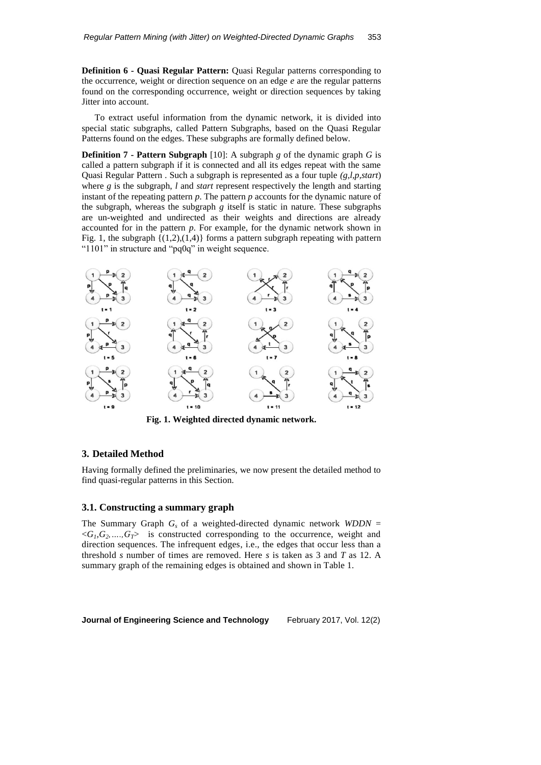**Definition 6 - Quasi Regular Pattern:** Quasi Regular patterns corresponding to the occurrence, weight or direction sequence on an edge *e* are the regular patterns found on the corresponding occurrence, weight or direction sequences by taking Jitter into account.

To extract useful information from the dynamic network, it is divided into special static subgraphs, called Pattern Subgraphs, based on the Quasi Regular Patterns found on the edges. These subgraphs are formally defined below.

**Definition 7 - Pattern Subgraph** [10]: A subgraph *g* of the dynamic graph *G* is called a pattern subgraph if it is connected and all its edges repeat with the same Quasi Regular Pattern . Such a subgraph is represented as a four tuple *(g,l,p,start*) where *g* is the subgraph, *l* and *start* represent respectively the length and starting instant of the repeating pattern *p*. The pattern *p* accounts for the dynamic nature of the subgraph, whereas the subgraph *g* itself is static in nature. These subgraphs are un-weighted and undirected as their weights and directions are already accounted for in the pattern *p*. For example, for the dynamic network shown in Fig. 1, the subgraph {(1,2),(1,4)} forms a pattern subgraph repeating with pattern "1101" in structure and "pq0q" in weight sequence.

**Fig. 1. Weighted directed dynamic network.**

## 3. Detailed Method

Having formally defined the preliminaries, we now present the detailed method to find quasi-regular patterns in this Section.

### 3.1. Constructing a summary graph

The Summary Graph $G_s$ of a weighted-directed dynamic network *WDDN* = $<G_1,G_2,....,G_T>$ is constructed corresponding to the occurrence, weight and direction sequences. The infrequent edges, i.e., the edges that occur less than a threshold *s* number of times are removed. Here *s* is taken as 3 and *T* as 12. A summary graph of the remaining edges is obtained and shown in Table 1.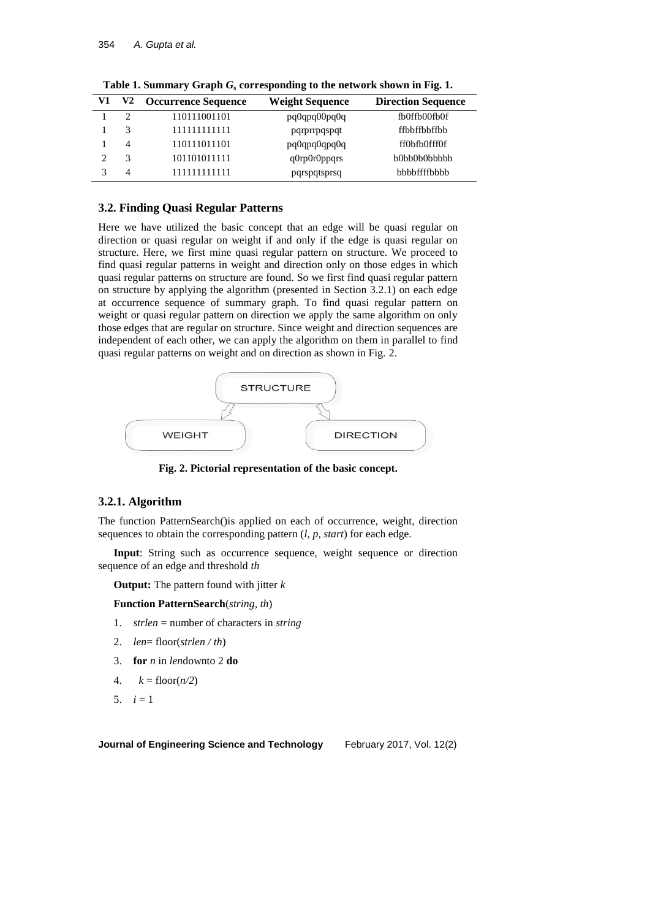**Table 1. Summary Graph $G_s$ corresponding to the network shown in Fig. 1.**

| V1 | V2 | Occurrence Sequence | Weight Sequence | Direction Sequence |
|---|---|---|---|---|
| 1 | 2 | 110111001101 | pq0qpq00pq0q | fb0ffb00fb0f |
| 1 | 3 | 111111111111 | pqrprrpqspqt | ffbbffbbffbb |
| 1 | 4 | 110111011101 | pq0qpq0qpq0q | ff0bfb0fff0f |
| 2 | 3 | 101101011111 | q0rp0r0ppqrs | b0bb0b0bbbbb |
| 3 | 4 | 111111111111 | pqrspqtsprsq | bbbbffffbbbb |

### 3.2. Finding Quasi Regular Patterns

Here we have utilized the basic concept that an edge will be quasi regular on direction or quasi regular on weight if and only if the edge is quasi regular on structure. Here, we first mine quasi regular pattern on structure. We proceed to find quasi regular patterns in weight and direction only on those edges in which quasi regular patterns on structure are found. So we first find quasi regular pattern on structure by applying the algorithm (presented in Section 3.2.1) on each edge at occurrence sequence of summary graph. To find quasi regular pattern on weight or quasi regular pattern on direction we apply the same algorithm on only those edges that are regular on structure. Since weight and direction sequences are independent of each other, we can apply the algorithm on them in parallel to find quasi regular patterns on weight and on direction as shown in Fig. 2.

STRUCTURE

WEIGHT    DIRECTION

**Fig. 2. Pictorial representation of the basic concept.**

#### 3.2.1. Algorithm

The function PatternSearch()is applied on each of occurrence, weight, direction sequences to obtain the corresponding pattern (*l, p, start*) for each edge.

**Input**: String such as occurrence sequence, weight sequence or direction sequence of an edge and threshold *th*

**Output:** The pattern found with jitter *k*

**Function PatternSearch**(*string*, *th*)

1. *strlen* = number of characters in *string*
2. *len*= floor(*strlen / th*)
3. **for** *n* in *len*downto 2 **do**
4. $k$ = floor($n/2$)
5. $i$ = 1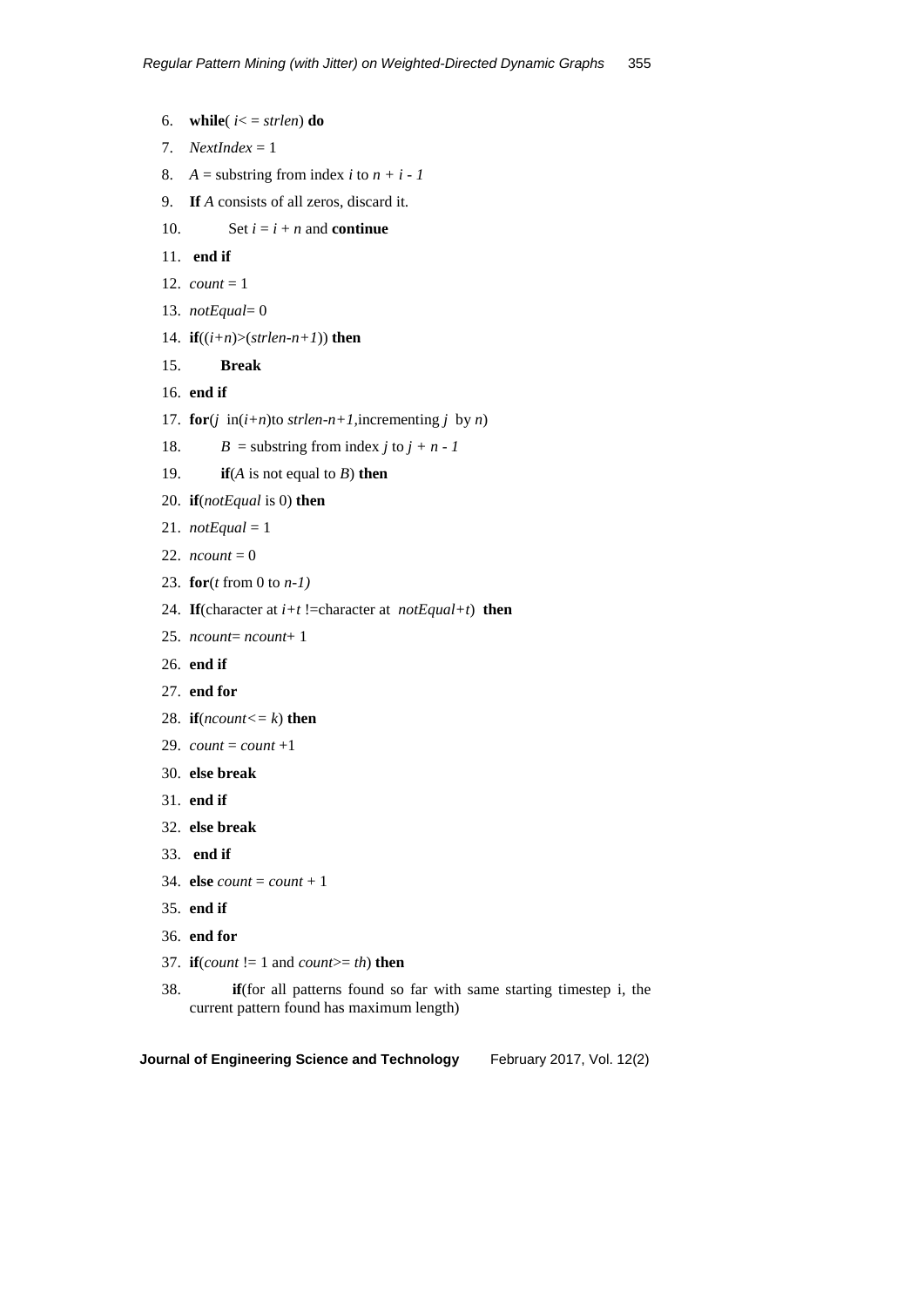6. **while**( $i <= strlen$) **do**
7. *NextIndex* = 1
8. $A$ = substring from index $i$ to $n + i - 1$
9. **If** $A$ consists of all zeros, discard it.
10. Set $i = i + n$ and **continue**
11. **end if**
12. *count* = 1
13. *notEqual*= 0
14. **if**($(i+n)>(strlen-n+1)$) **then**
15. **Break**
16. **end if**
17. **for**($j$ in$(i+n)$to $strlen-n+1$,incrementing $j$ by $n$)
18. $B$ = substring from index $j$ to $j + n - 1$
19. **if**($A$ is not equal to $B$) **then**
20. **if**(*notEqual* is 0) **then**
21. *notEqual* = 1
22. *ncount* = 0
23. **for**($t$ from 0 to $n-1$)
24. **If**(character at $i+t$ !=character at $notEqual+t$) **then**
25. *ncount*= *ncount*+ 1
26. **end if**
27. **end for**
28. **if**($ncount <= k$) **then**
29. *count* = *count* +1
30. **else break**
31. **end if**
32. **else break**
33. **end if**
34. **else** *count* = *count* + 1
35. **end if**
36. **end for**
37. **if**(*count* != 1 and *count*>= *th*) **then**
38. **if**(for all patterns found so far with same starting timestep i, the current pattern found has maximum length)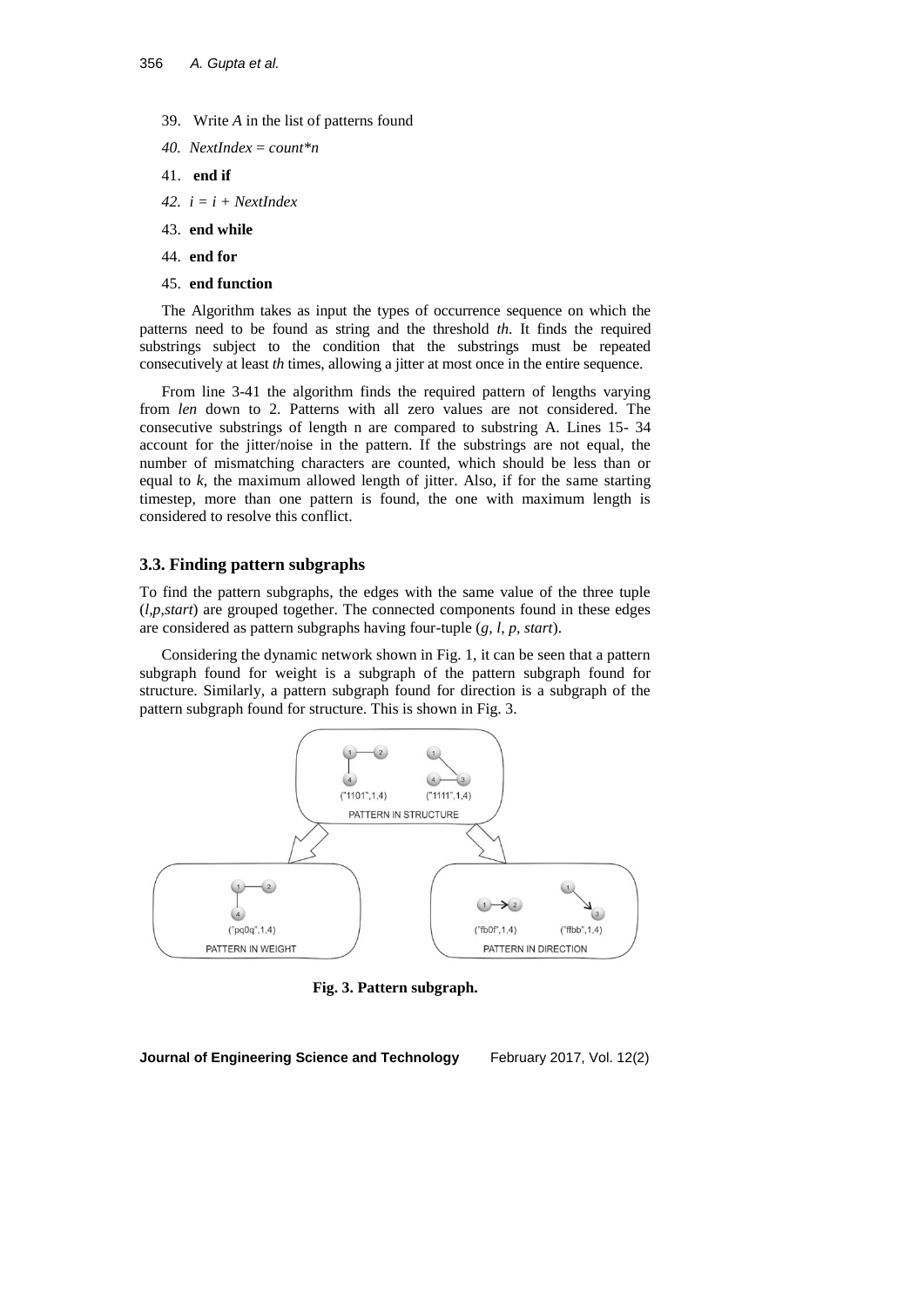39. Write *A* in the list of patterns found
40. *NextIndex = count\*n*
41. **end if**
42. *i = i + NextIndex*
43. **end while**
44. **end for**
45. **end function**

The Algorithm takes as input the types of occurrence sequence on which the patterns need to be found as string and the threshold *th*. It finds the required substrings subject to the condition that the substrings must be repeated consecutively at least *th* times, allowing a jitter at most once in the entire sequence.

From line 3-41 the algorithm finds the required pattern of lengths varying from *len* down to 2. Patterns with all zero values are not considered. The consecutive substrings of length n are compared to substring A. Lines 15- 34 account for the jitter/noise in the pattern. If the substrings are not equal, the number of mismatching characters are counted, which should be less than or equal to *k*, the maximum allowed length of jitter. Also, if for the same starting timestep, more than one pattern is found, the one with maximum length is considered to resolve this conflict.

### 3.3. Finding pattern subgraphs

To find the pattern subgraphs, the edges with the same value of the three tuple (*l,p,start*) are grouped together. The connected components found in these edges are considered as pattern subgraphs having four-tuple (*g, l, p, start*).

Considering the dynamic network shown in Fig. 1, it can be seen that a pattern subgraph found for weight is a subgraph of the pattern subgraph found for structure. Similarly, a pattern subgraph found for direction is a subgraph of the pattern subgraph found for structure. This is shown in Fig. 3.

("1101",1,4) ("1111",1,4)
PATTERN IN STRUCTURE

("pq0q",1,4)
PATTERN IN WEIGHT

("fb0f",1,4) ("ffbb",1,4)
PATTERN IN DIRECTION

**Fig. 3. Pattern subgraph.**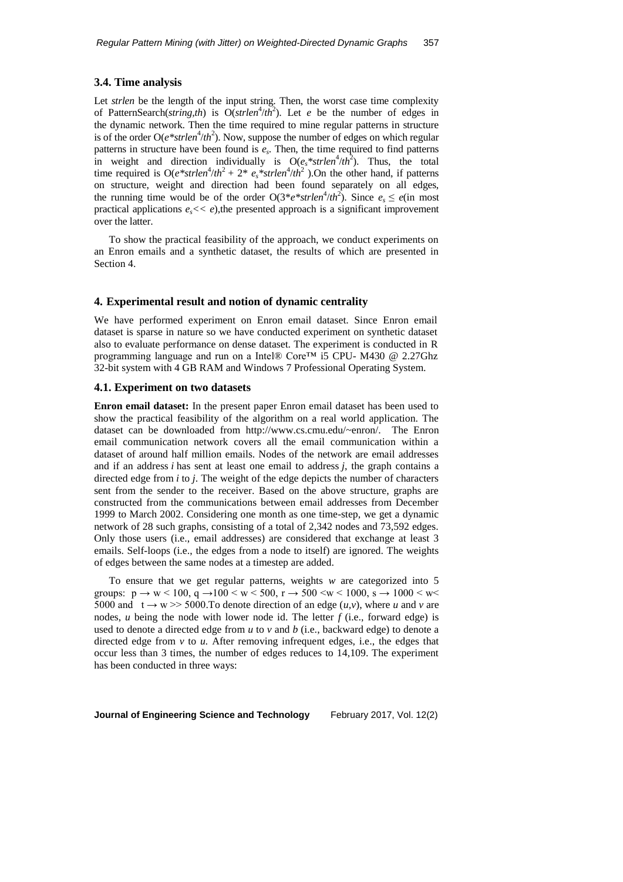### 3.4. Time analysis

Let *strlen* be the length of the input string. Then, the worst case time complexity of PatternSearch(*string*,*th*) is $O(strlen^4/th^2)$. Let $e$ be the number of edges in the dynamic network. Then the time required to mine regular patterns in structure is of the order $O(e*strlen^4/th^2)$. Now, suppose the number of edges on which regular patterns in structure have been found is $e_s$. Then, the time required to find patterns in weight and direction individually is $O(e_s*strlen^4/th^2)$. Thus, the total time required is $O(e*strlen^4/th^2 + 2* e_s*strlen^4/th^2)$.On the other hand, if patterns on structure, weight and direction had been found separately on all edges, the running time would be of the order $O(3*e*strlen^4/th^2)$. Since $e_s \leq e$(in most practical applications $e_s << e$),the presented approach is a significant improvement over the latter.

To show the practical feasibility of the approach, we conduct experiments on an Enron emails and a synthetic dataset, the results of which are presented in Section 4.

## 4. Experimental result and notion of dynamic centrality

We have performed experiment on Enron email dataset. Since Enron email dataset is sparse in nature so we have conducted experiment on synthetic dataset also to evaluate performance on dense dataset. The experiment is conducted in R programming language and run on a Intel® Core™ i5 CPU- M430 @ 2.27Ghz 32-bit system with 4 GB RAM and Windows 7 Professional Operating System.

### 4.1. Experiment on two datasets

**Enron email dataset:** In the present paper Enron email dataset has been used to show the practical feasibility of the algorithm on a real world application. The dataset can be downloaded from http://www.cs.cmu.edu/~enron/. The Enron email communication network covers all the email communication within a dataset of around half million emails. Nodes of the network are email addresses and if an address $i$ has sent at least one email to address $j$, the graph contains a directed edge from $i$ to $j$. The weight of the edge depicts the number of characters sent from the sender to the receiver. Based on the above structure, graphs are constructed from the communications between email addresses from December 1999 to March 2002. Considering one month as one time-step, we get a dynamic network of 28 such graphs, consisting of a total of 2,342 nodes and 73,592 edges. Only those users (i.e., email addresses) are considered that exchange at least 3 emails. Self-loops (i.e., the edges from a node to itself) are ignored. The weights of edges between the same nodes at a timestep are added.

To ensure that we get regular patterns, weights $w$ are categorized into 5 groups: $p \rightarrow w < 100$, $q \rightarrow 100 < w < 500$, $r \rightarrow 500 < w < 1000$, $s \rightarrow 1000 < w < 5000$ and $t \rightarrow w >> 5000$.To denote direction of an edge $(u,v)$, where $u$ and $v$ are nodes, $u$ being the node with lower node id. The letter $f$ (i.e., forward edge) is used to denote a directed edge from $u$ to $v$ and $b$ (i.e., backward edge) to denote a directed edge from $v$ to $u$. After removing infrequent edges, i.e., the edges that occur less than 3 times, the number of edges reduces to 14,109. The experiment has been conducted in three ways: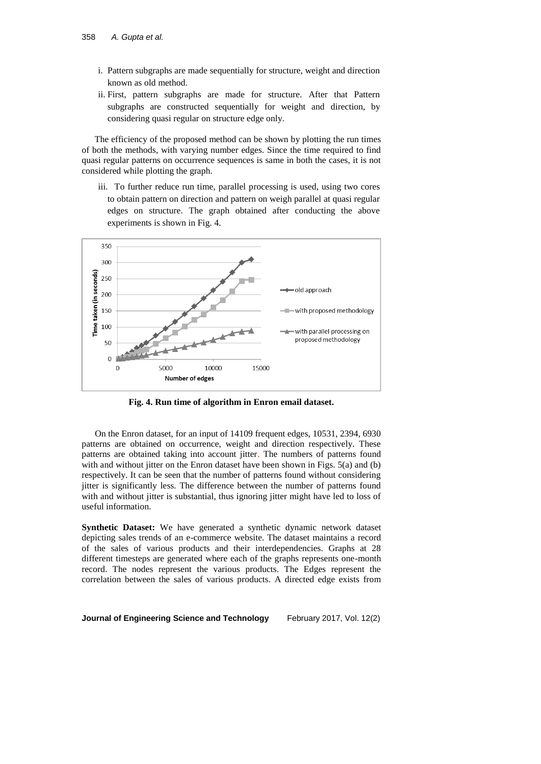i. Pattern subgraphs are made sequentially for structure, weight and direction known as old method.

ii. First, pattern subgraphs are made for structure. After that Pattern subgraphs are constructed sequentially for weight and direction, by considering quasi regular on structure edge only.

The efficiency of the proposed method can be shown by plotting the run times of both the methods, with varying number edges. Since the time required to find quasi regular patterns on occurrence sequences is same in both the cases, it is not considered while plotting the graph.

iii. To further reduce run time, parallel processing is used, using two cores to obtain pattern on direction and pattern on weigh parallel at quasi regular edges on structure. The graph obtained after conducting the above experiments is shown in Fig. 4.

**Fig. 4. Run time of algorithm in Enron email dataset.**

On the Enron dataset, for an input of 14109 frequent edges, 10531, 2394, 6930 patterns are obtained on occurrence, weight and direction respectively. These patterns are obtained taking into account jitter. The numbers of patterns found with and without jitter on the Enron dataset have been shown in Figs. 5(a) and (b) respectively. It can be seen that the number of patterns found without considering jitter is significantly less. The difference between the number of patterns found with and without jitter is substantial, thus ignoring jitter might have led to loss of useful information.

**Synthetic Dataset:** We have generated a synthetic dynamic network dataset depicting sales trends of an e-commerce website. The dataset maintains a record of the sales of various products and their interdependencies. Graphs at 28 different timesteps are generated where each of the graphs represents one-month record. The nodes represent the various products. The Edges represent the correlation between the sales of various products. A directed edge exists from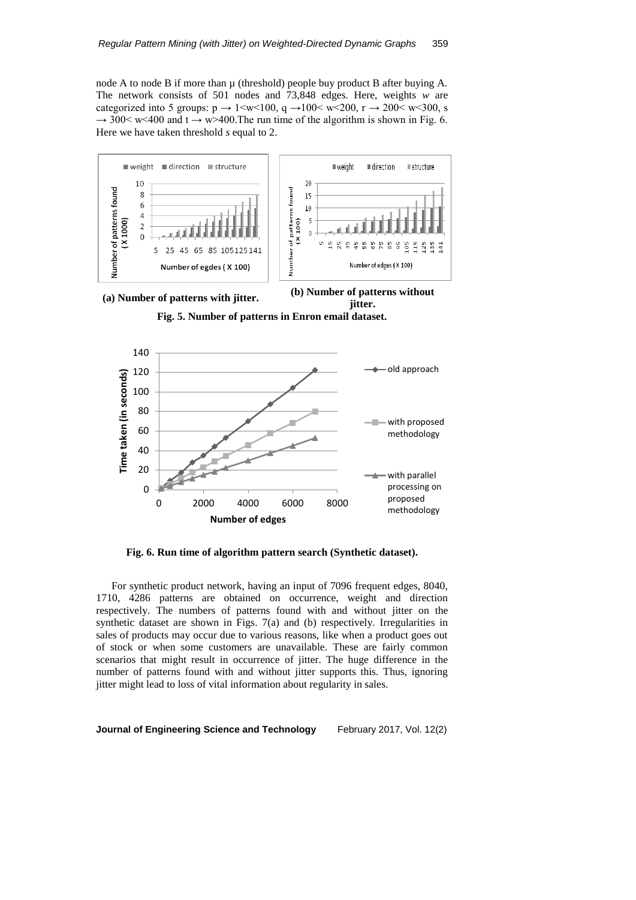node A to node B if more than μ (threshold) people buy product B after buying A. The network consists of 501 nodes and 73,848 edges. Here, weights *w* are categorized into 5 groups: p → 1<w<100, q →100< w<200, r → 200< w<300, s → 300< w<400 and t → w>400.The run time of the algorithm is shown in Fig. 6. Here we have taken threshold *s* equal to 2.

**(a) Number of patterns with jitter.**

**(b) Number of patterns without jitter.**

**Fig. 5. Number of patterns in Enron email dataset.**

**Fig. 6. Run time of algorithm pattern search (Synthetic dataset).**

For synthetic product network, having an input of 7096 frequent edges, 8040, 1710, 4286 patterns are obtained on occurrence, weight and direction respectively. The numbers of patterns found with and without jitter on the synthetic dataset are shown in Figs. 7(a) and (b) respectively. Irregularities in sales of products may occur due to various reasons, like when a product goes out of stock or when some customers are unavailable. These are fairly common scenarios that might result in occurrence of jitter. The huge difference in the number of patterns found with and without jitter supports this. Thus, ignoring jitter might lead to loss of vital information about regularity in sales.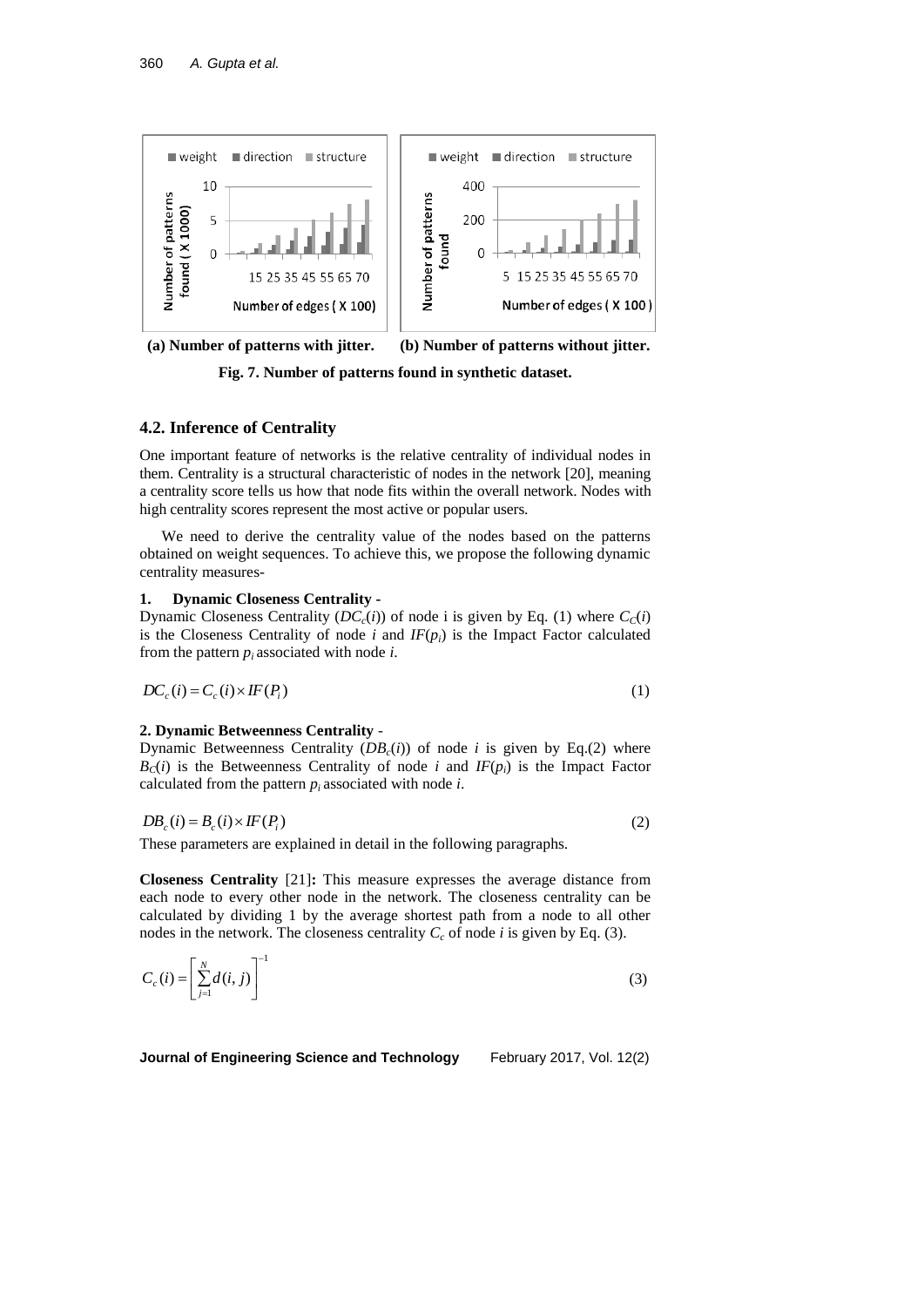(a) Number of patterns with jitter. (b) Number of patterns without jitter.

**Fig. 7. Number of patterns found in synthetic dataset.**

### 4.2. Inference of Centrality

One important feature of networks is the relative centrality of individual nodes in them. Centrality is a structural characteristic of nodes in the network [20], meaning a centrality score tells us how that node fits within the overall network. Nodes with high centrality scores represent the most active or popular users.

We need to derive the centrality value of the nodes based on the patterns obtained on weight sequences. To achieve this, we propose the following dynamic centrality measures-

**1. Dynamic Closeness Centrality -**

Dynamic Closeness Centrality ($DC_c(i)$) of node i is given by Eq. (1) where $C_C(i)$ is the Closeness Centrality of node $i$ and $IF(p_i)$ is the Impact Factor calculated from the pattern $p_i$ associated with node $i$.

$$DC_c(i) = C_c(i) \times IF(P_i) \tag{1}$$

**2. Dynamic Betweenness Centrality** -

Dynamic Betweenness Centrality ($DB_c(i)$) of node $i$ is given by Eq.(2) where $B_C(i)$ is the Betweenness Centrality of node $i$ and $IF(p_i)$ is the Impact Factor calculated from the pattern $p_i$ associated with node $i$.

$$DB_c(i) = B_c(i) \times IF(P_i) \tag{2}$$

These parameters are explained in detail in the following paragraphs.

**Closeness Centrality** [21]**:** This measure expresses the average distance from each node to every other node in the network. The closeness centrality can be calculated by dividing 1 by the average shortest path from a node to all other nodes in the network. The closeness centrality $C_c$ of node $i$ is given by Eq. (3).

$$C_c(i) = \left[ \sum_{j=1}^{N} d(i, j) \right]^{-1} \tag{3}$$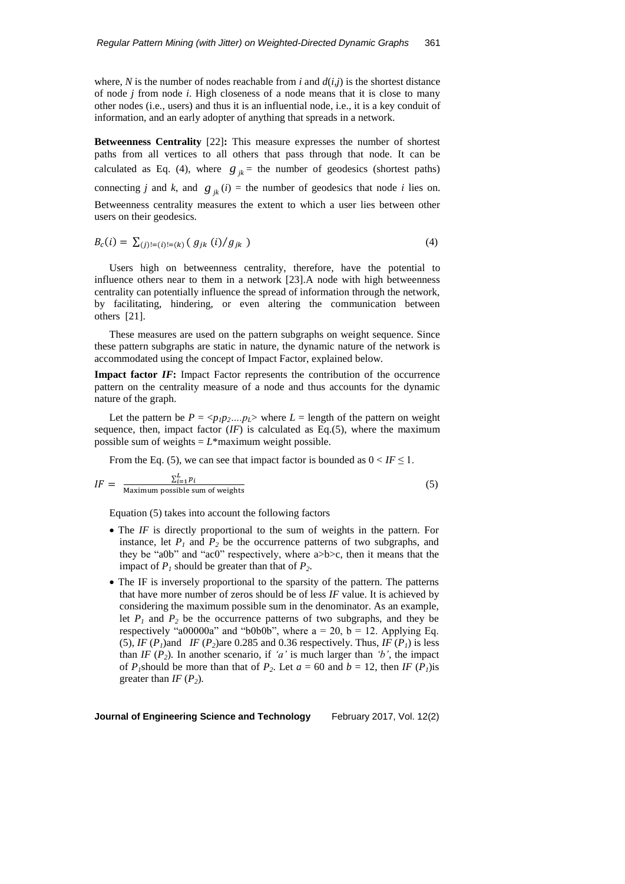where, $N$ is the number of nodes reachable from $i$ and $d(i,j)$ is the shortest distance of node $j$ from node $i$. High closeness of a node means that it is close to many other nodes (i.e., users) and thus it is an influential node, i.e., it is a key conduit of information, and an early adopter of anything that spreads in a network.

**Betweenness Centrality** [22]**:** This measure expresses the number of shortest paths from all vertices to all others that pass through that node. It can be calculated as Eq. (4), where $g_{jk}$ = the number of geodesics (shortest paths) connecting $j$ and $k$, and $g_{jk}(i)$ = the number of geodesics that node $i$ lies on. Betweenness centrality measures the extent to which a user lies between other users on their geodesics.

$$B_c(i) = \sum_{(j)!=(i)!=(k)} \left( g_{jk}(i) / g_{jk} \right) \tag{4}$$

Users high on betweenness centrality, therefore, have the potential to influence others near to them in a network [23].A node with high betweenness centrality can potentially influence the spread of information through the network, by facilitating, hindering, or even altering the communication between others [21].

These measures are used on the pattern subgraphs on weight sequence. Since these pattern subgraphs are static in nature, the dynamic nature of the network is accommodated using the concept of Impact Factor, explained below.

**Impact factor *IF*:** Impact Factor represents the contribution of the occurrence pattern on the centrality measure of a node and thus accounts for the dynamic nature of the graph.

Let the pattern be $P = \langle p_1 p_2 \ldots. p_L \rangle$ where $L$ = length of the pattern on weight sequence, then, impact factor ($IF$) is calculated as Eq.(5), where the maximum possible sum of weights = $L$*maximum weight possible.

From the Eq. (5), we can see that impact factor is bounded as $0 < IF \leq 1$.

$$IF = \frac{\sum_{i=1}^{L} p_i}{\text{Maximum possible sum of weights}} \tag{5}$$

Equation (5) takes into account the following factors

- The $IF$ is directly proportional to the sum of weights in the pattern. For instance, let $P_1$ and $P_2$ be the occurrence patterns of two subgraphs, and they be "a0b" and "ac0" respectively, where a>b>c, then it means that the impact of $P_1$ should be greater than that of $P_2$.
- The IF is inversely proportional to the sparsity of the pattern. The patterns that have more number of zeros should be of less $IF$ value. It is achieved by considering the maximum possible sum in the denominator. As an example, let $P_1$ and $P_2$ be the occurrence patterns of two subgraphs, and they be respectively "a00000a" and "b0b0b", where $a = 20$, $b = 12$. Applying Eq. (5), $IF(P_1)$and $IF(P_2)$are 0.285 and 0.36 respectively. Thus, $IF(P_1)$ is less than $IF(P_2)$. In another scenario, if *'a'* is much larger than *'b'*, the impact of $P_1$should be more than that of $P_2$. Let $a = 60$ and $b = 12$, then $IF(P_1)$is greater than $IF(P_2)$.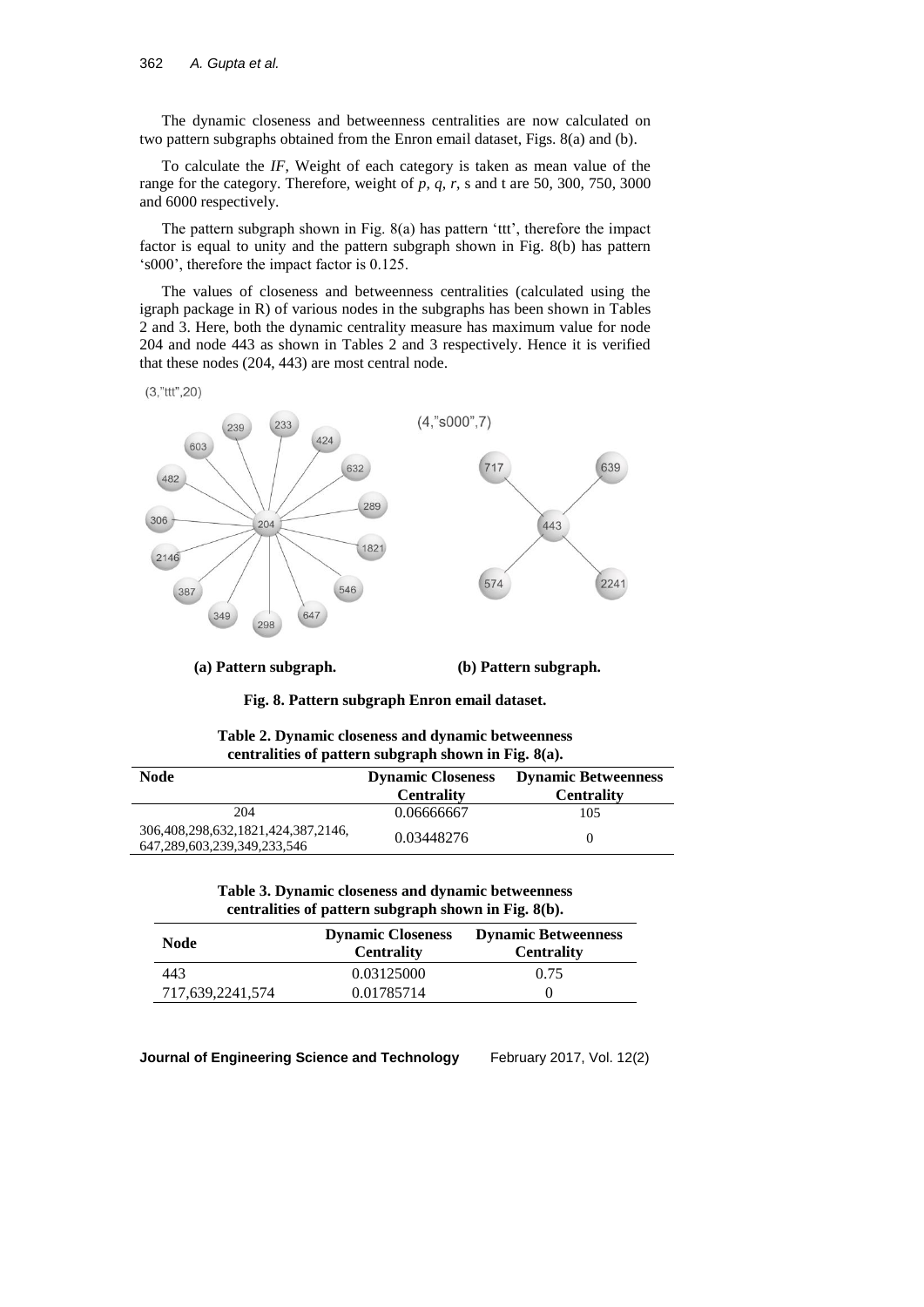The dynamic closeness and betweenness centralities are now calculated on two pattern subgraphs obtained from the Enron email dataset, Figs. 8(a) and (b).

To calculate the *IF*, Weight of each category is taken as mean value of the range for the category. Therefore, weight of *p*, *q*, *r*, s and t are 50, 300, 750, 3000 and 6000 respectively.

The pattern subgraph shown in Fig. 8(a) has pattern 'ttt', therefore the impact factor is equal to unity and the pattern subgraph shown in Fig. 8(b) has pattern 's000', therefore the impact factor is 0.125.

The values of closeness and betweenness centralities (calculated using the igraph package in R) of various nodes in the subgraphs has been shown in Tables 2 and 3. Here, both the dynamic centrality measure has maximum value for node 204 and node 443 as shown in Tables 2 and 3 respectively. Hence it is verified that these nodes (204, 443) are most central node.

**(a) Pattern subgraph.** **(b) Pattern subgraph.**

**Fig. 8. Pattern subgraph Enron email dataset.**

**Table 2. Dynamic closeness and dynamic betweenness centralities of pattern subgraph shown in Fig. 8(a).**

| Node | Dynamic Closeness Centrality | Dynamic Betweenness Centrality |
|---|---|---|
| 204 | 0.06666667 | 105 |
| 306,408,298,632,1821,424,387,2146, 647,289,603,239,349,233,546 | 0.03448276 | 0 |

**Table 3. Dynamic closeness and dynamic betweenness centralities of pattern subgraph shown in Fig. 8(b).**

| Node | Dynamic Closeness Centrality | Dynamic Betweenness Centrality |
|---|---|---|
| 443 | 0.03125000 | 0.75 |
| 717,639,2241,574 | 0.01785714 | 0 |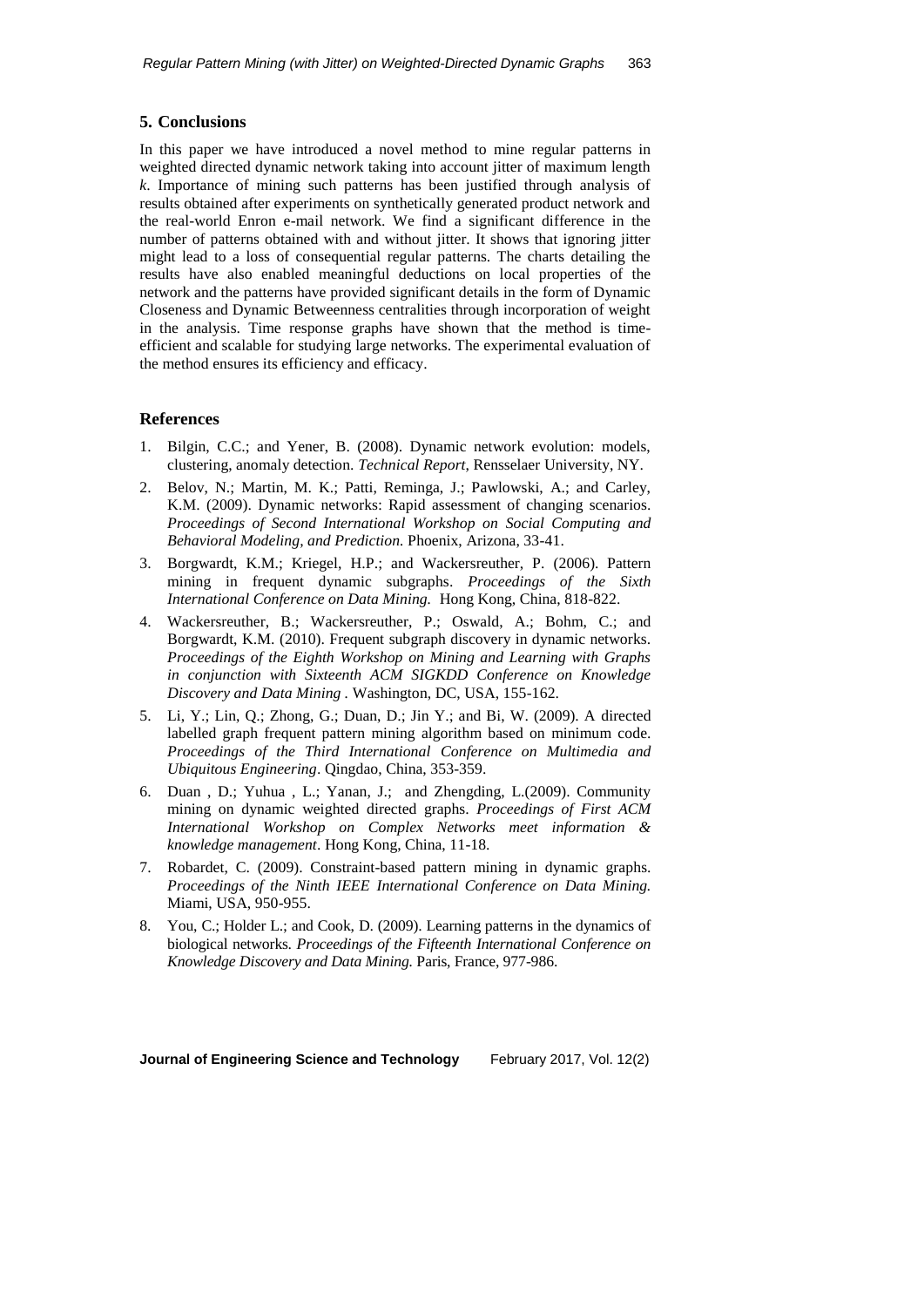## 5. Conclusions

In this paper we have introduced a novel method to mine regular patterns in weighted directed dynamic network taking into account jitter of maximum length *k*. Importance of mining such patterns has been justified through analysis of results obtained after experiments on synthetically generated product network and the real-world Enron e-mail network. We find a significant difference in the number of patterns obtained with and without jitter. It shows that ignoring jitter might lead to a loss of consequential regular patterns. The charts detailing the results have also enabled meaningful deductions on local properties of the network and the patterns have provided significant details in the form of Dynamic Closeness and Dynamic Betweenness centralities through incorporation of weight in the analysis. Time response graphs have shown that the method is time-efficient and scalable for studying large networks. The experimental evaluation of the method ensures its efficiency and efficacy.

## References

1. Bilgin, C.C.; and Yener, B. (2008). Dynamic network evolution: models, clustering, anomaly detection. *Technical Report*, Rensselaer University, NY.
2. Belov, N.; Martin, M. K.; Patti, Reminga, J.; Pawlowski, A.; and Carley, K.M. (2009). Dynamic networks: Rapid assessment of changing scenarios. *Proceedings of Second International Workshop on Social Computing and Behavioral Modeling, and Prediction*. Phoenix, Arizona, 33-41.
3. Borgwardt, K.M.; Kriegel, H.P.; and Wackersreuther, P. (2006). Pattern mining in frequent dynamic subgraphs. *Proceedings of the Sixth International Conference on Data Mining.* Hong Kong, China, 818-822.
4. Wackersreuther, B.; Wackersreuther, P.; Oswald, A.; Bohm, C.; and Borgwardt, K.M. (2010). Frequent subgraph discovery in dynamic networks. *Proceedings of the Eighth Workshop on Mining and Learning with Graphs in conjunction with Sixteenth ACM SIGKDD Conference on Knowledge Discovery and Data Mining* . Washington, DC, USA, 155-162.
5. Li, Y.; Lin, Q.; Zhong, G.; Duan, D.; Jin Y.; and Bi, W. (2009). A directed labelled graph frequent pattern mining algorithm based on minimum code. *Proceedings of the Third International Conference on Multimedia and Ubiquitous Engineering*. Qingdao, China, 353-359.
6. Duan , D.; Yuhua , L.; Yanan, J.; and Zhengding, L.(2009). Community mining on dynamic weighted directed graphs. *Proceedings of First ACM International Workshop on Complex Networks meet information & knowledge management*. Hong Kong, China, 11-18.
7. Robardet, C. (2009). Constraint-based pattern mining in dynamic graphs. *Proceedings of the Ninth IEEE International Conference on Data Mining.* Miami, USA, 950-955.
8. You, C.; Holder L.; and Cook, D. (2009). Learning patterns in the dynamics of biological networks. *Proceedings of the Fifteenth International Conference on Knowledge Discovery and Data Mining.* Paris, France, 977-986.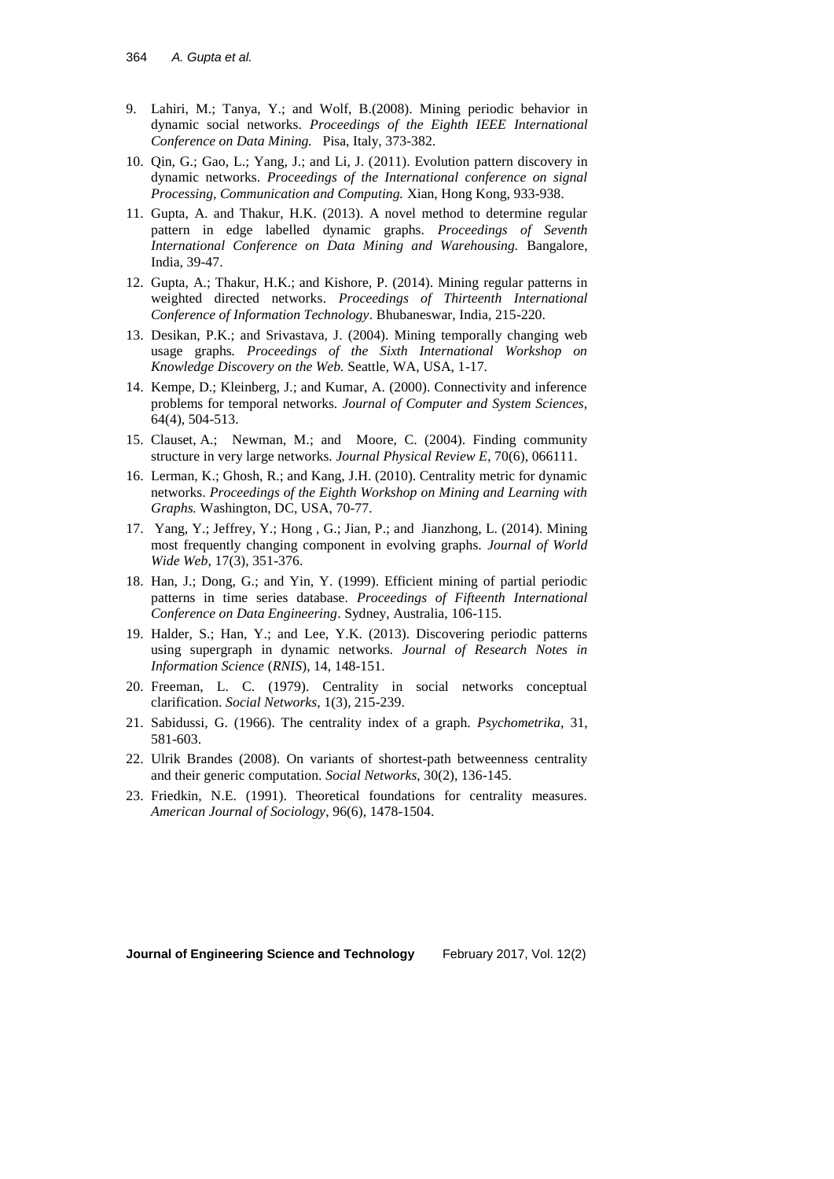9. Lahiri, M.; Tanya, Y.; and Wolf, B.(2008). Mining periodic behavior in dynamic social networks. *Proceedings of the Eighth IEEE International Conference on Data Mining.* Pisa, Italy, 373-382.
10. Qin, G.; Gao, L.; Yang, J.; and Li, J. (2011). Evolution pattern discovery in dynamic networks. *Proceedings of the International conference on signal Processing, Communication and Computing.* Xian, Hong Kong, 933-938.
11. Gupta, A. and Thakur, H.K. (2013). A novel method to determine regular pattern in edge labelled dynamic graphs. *Proceedings of Seventh International Conference on Data Mining and Warehousing.* Bangalore, India, 39-47.
12. Gupta, A.; Thakur, H.K.; and Kishore, P. (2014). Mining regular patterns in weighted directed networks. *Proceedings of Thirteenth International Conference of Information Technology*. Bhubaneswar, India, 215-220.
13. Desikan, P.K.; and Srivastava, J. (2004). Mining temporally changing web usage graphs. *Proceedings of the Sixth International Workshop on Knowledge Discovery on the Web.* Seattle, WA, USA, 1-17.
14. Kempe, D.; Kleinberg, J.; and Kumar, A. (2000). Connectivity and inference problems for temporal networks. *Journal of Computer and System Sciences*, 64(4), 504-513.
15. Clauset, A.; Newman, M.; and Moore, C. (2004). Finding community structure in very large networks. *Journal Physical Review E*, 70(6), 066111.
16. Lerman, K.; Ghosh, R.; and Kang, J.H. (2010). Centrality metric for dynamic networks. *Proceedings of the Eighth Workshop on Mining and Learning with Graphs.* Washington, DC, USA, 70-77.
17. Yang, Y.; Jeffrey, Y.; Hong , G.; Jian, P.; and Jianzhong, L. (2014). Mining most frequently changing component in evolving graphs. *Journal of World Wide Web*, 17(3), 351-376.
18. Han, J.; Dong, G.; and Yin, Y. (1999). Efficient mining of partial periodic patterns in time series database. *Proceedings of Fifteenth International Conference on Data Engineering*. Sydney, Australia, 106-115.
19. Halder, S.; Han, Y.; and Lee, Y.K. (2013). Discovering periodic patterns using supergraph in dynamic networks. *Journal of Research Notes in Information Science* (*RNIS*), 14, 148-151.
20. Freeman, L. C. (1979). Centrality in social networks conceptual clarification. *Social Networks*, 1(3), 215-239.
21. Sabidussi, G. (1966). The centrality index of a graph. *Psychometrika*, 31, 581-603.
22. Ulrik Brandes (2008). On variants of shortest-path betweenness centrality and their generic computation. *Social Networks*, 30(2), 136-145.
23. Friedkin, N.E. (1991). Theoretical foundations for centrality measures. *American Journal of Sociology*, 96(6), 1478-1504.